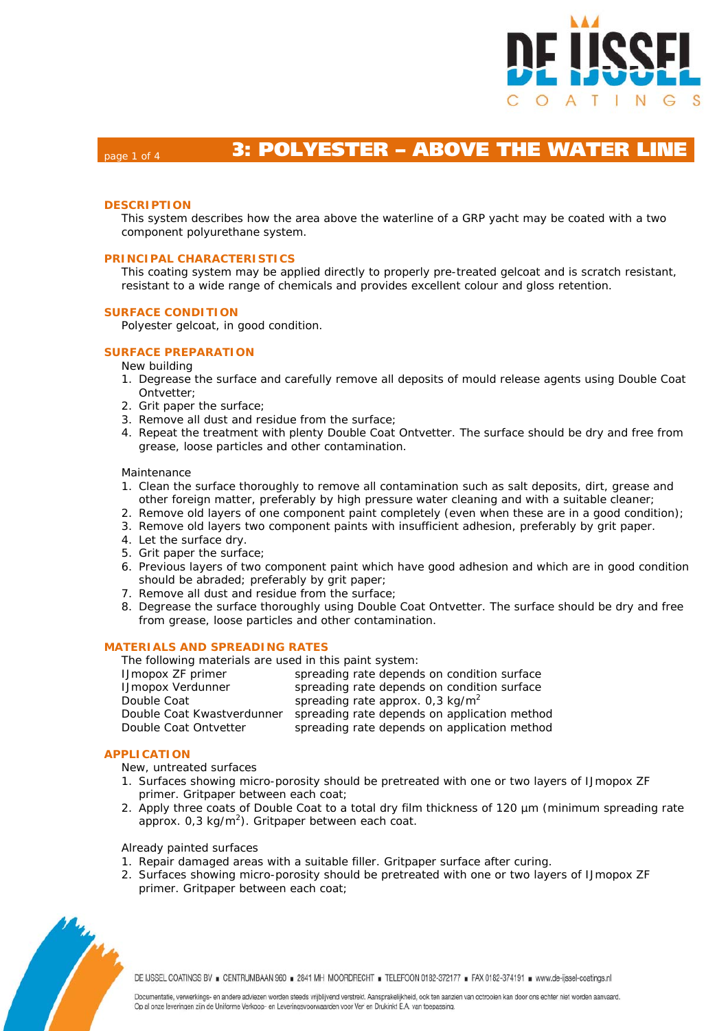# 3: POLYESTER – ABOVE THE WATER LINE

## DESCRIPTION

This system describes how the area above the waterline of a GRP yacht may be coated with a two component polyurethane system.

## PRINCIPAL CHARACTERISTICS

This coating system may be applied directly to properly pre-treated gelcoat and is scratch resistant, resistant to a wide range of chemicals and provides excellent colour and gloss retention.

## SURFACE CONDITION

Polyester gelcoat, in good condition.

## SURFACE PREPARATION

New building

1. Degrease the surface and carefully remove all deposits of mould release agents using Double Coat Ontvetter;
2. Grit paper the surface;
3. Remove all dust and residue from the surface;
4. Repeat the treatment with plenty Double Coat Ontvetter. The surface should be dry and free from grease, loose particles and other contamination.

Maintenance

1. Clean the surface thoroughly to remove all contamination such as salt deposits, dirt, grease and other foreign matter, preferably by high pressure water cleaning and with a suitable cleaner;
2. Remove old layers of one component paint completely (even when these are in a good condition);
3. Remove old layers two component paints with insufficient adhesion, preferably by grit paper.
4. Let the surface dry.
5. Grit paper the surface;
6. Previous layers of two component paint which have good adhesion and which are in good condition should be abraded; preferably by grit paper;
7. Remove all dust and residue from the surface;
8. Degrease the surface thoroughly using Double Coat Ontvetter. The surface should be dry and free from grease, loose particles and other contamination.

## MATERIALS AND SPREADING RATES

The following materials are used in this paint system:

| | |
|---|---|
| IJmopox ZF primer | spreading rate depends on condition surface |
| IJmopox Verdunner | spreading rate depends on condition surface |
| Double Coat | spreading rate approx. 0,3 kg/m$^2$ |
| Double Coat Kwastverdunner | spreading rate depends on application method |
| Double Coat Ontvetter | spreading rate depends on application method |

## APPLICATION

New, untreated surfaces

1. Surfaces showing micro-porosity should be pretreated with one or two layers of IJmopox ZF primer. Gritpaper between each coat;
2. Apply three coats of Double Coat to a total dry film thickness of 120 µm (minimum spreading rate approx. 0,3 kg/m$^2$). Gritpaper between each coat.

Already painted surfaces

1. Repair damaged areas with a suitable filler. Gritpaper surface after curing.
2. Surfaces showing micro-porosity should be pretreated with one or two layers of IJmopox ZF primer. Gritpaper between each coat;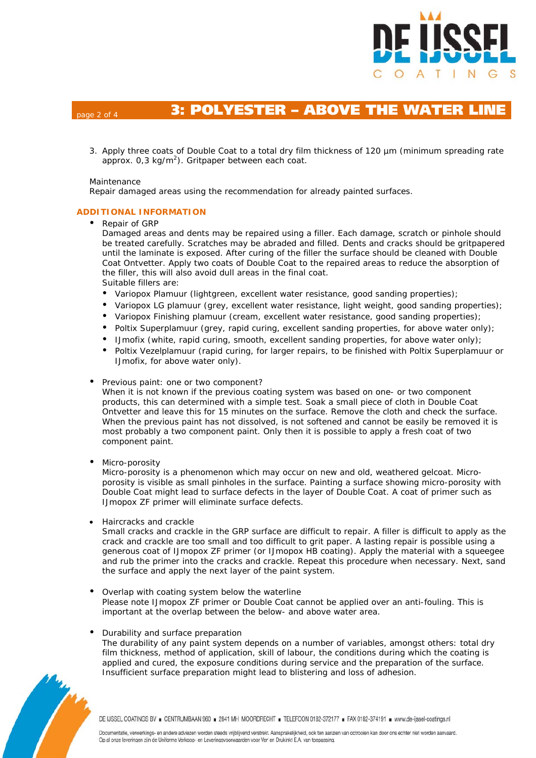## 3: POLYESTER – ABOVE THE WATER LINE

3. Apply three coats of Double Coat to a total dry film thickness of 120 µm (minimum spreading rate approx. 0,3 kg/m$^2$). Gritpaper between each coat.

Maintenance
Repair damaged areas using the recommendation for already painted surfaces.

### ADDITIONAL INFORMATION

- Repair of GRP
  Damaged areas and dents may be repaired using a filler. Each damage, scratch or pinhole should be treated carefully. Scratches may be abraded and filled. Dents and cracks should be gritpapered until the laminate is exposed. After curing of the filler the surface should be cleaned with Double Coat Ontvetter. Apply two coats of Double Coat to the repaired areas to reduce the absorption of the filler, this will also avoid dull areas in the final coat.
  Suitable fillers are:
  - Variopox Plamuur (lightgreen, excellent water resistance, good sanding properties);
  - Variopox LG plamuur (grey, excellent water resistance, light weight, good sanding properties);
  - Variopox Finishing plamuur (cream, excellent water resistance, good sanding properties);
  - Poltix Superplamuur (grey, rapid curing, excellent sanding properties, for above water only);
  - IJmofix (white, rapid curing, smooth, excellent sanding properties, for above water only);
  - Poltix Vezelplamuur (rapid curing, for larger repairs, to be finished with Poltix Superplamuur or IJmofix, for above water only).

- Previous paint: one or two component?
  When it is not known if the previous coating system was based on one- or two component products, this can determined with a simple test. Soak a small piece of cloth in Double Coat Ontvetter and leave this for 15 minutes on the surface. Remove the cloth and check the surface. When the previous paint has not dissolved, is not softened and cannot be easily be removed it is most probably a two component paint. Only then it is possible to apply a fresh coat of two component paint.

- Micro-porosity
  Micro-porosity is a phenomenon which may occur on new and old, weathered gelcoat. Micro-porosity is visible as small pinholes in the surface. Painting a surface showing micro-porosity with Double Coat might lead to surface defects in the layer of Double Coat. A coat of primer such as IJmopox ZF primer will eliminate surface defects.

- Haircracks and crackle
  Small cracks and crackle in the GRP surface are difficult to repair. A filler is difficult to apply as the crack and crackle are too small and too difficult to grit paper. A lasting repair is possible using a generous coat of IJmopox ZF primer (or IJmopox HB coating). Apply the material with a squeegee and rub the primer into the cracks and crackle. Repeat this procedure when necessary. Next, sand the surface and apply the next layer of the paint system.

- Overlap with coating system below the waterline
  Please note IJmopox ZF primer or Double Coat cannot be applied over an anti-fouling. This is important at the overlap between the below- and above water area.

- Durability and surface preparation
  The durability of any paint system depends on a number of variables, amongst others: total dry film thickness, method of application, skill of labour, the conditions during which the coating is applied and cured, the exposure conditions during service and the preparation of the surface. Insufficient surface preparation might lead to blistering and loss of adhesion.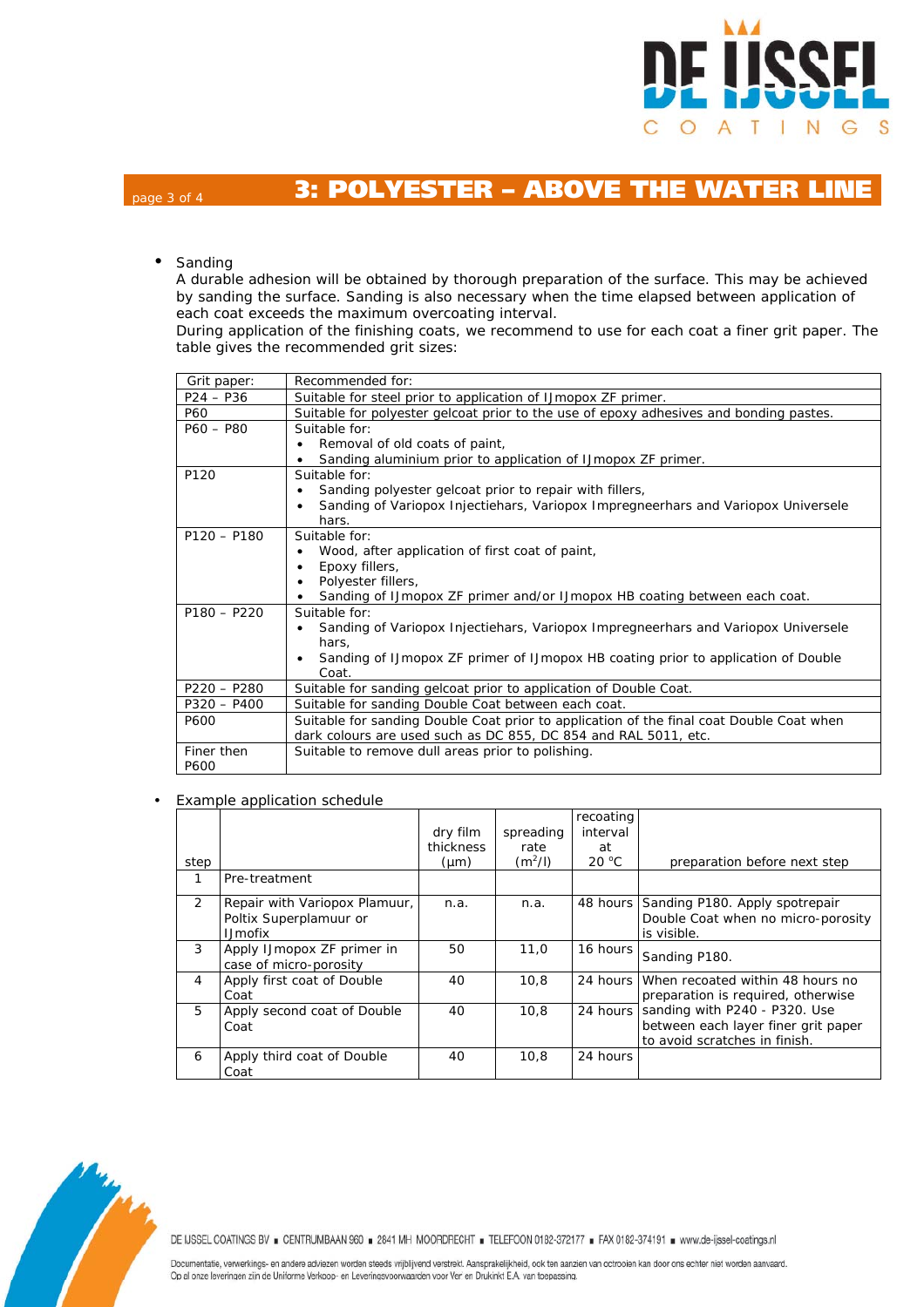# 3: POLYESTER – ABOVE THE WATER LINE

- Sanding

  A durable adhesion will be obtained by thorough preparation of the surface. This may be achieved by sanding the surface. Sanding is also necessary when the time elapsed between application of each coat exceeds the maximum overcoating interval.

  During application of the finishing coats, we recommend to use for each coat a finer grit paper. The table gives the recommended grit sizes:

| Grit paper: | Recommended for: |
|---|---|
| P24 – P36 | Suitable for steel prior to application of IJmopox ZF primer. |
| P60 | Suitable for polyester gelcoat prior to the use of epoxy adhesives and bonding pastes. |
| P60 – P80 | Suitable for:<br>• Removal of old coats of paint,<br>• Sanding aluminium prior to application of IJmopox ZF primer. |
| P120 | Suitable for:<br>• Sanding polyester gelcoat prior to repair with fillers,<br>• Sanding of Variopox Injectiehars, Variopox Impregneerhars and Variopox Universele hars. |
| P120 – P180 | Suitable for:<br>• Wood, after application of first coat of paint,<br>• Epoxy fillers,<br>• Polyester fillers,<br>• Sanding of IJmopox ZF primer and/or IJmopox HB coating between each coat. |
| P180 – P220 | Suitable for:<br>• Sanding of Variopox Injectiehars, Variopox Impregneerhars and Variopox Universele hars,<br>• Sanding of IJmopox ZF primer of IJmopox HB coating prior to application of Double Coat. |
| P220 – P280 | Suitable for sanding gelcoat prior to application of Double Coat. |
| P320 – P400 | Suitable for sanding Double Coat between each coat. |
| P600 | Suitable for sanding Double Coat prior to application of the final coat Double Coat when dark colours are used such as DC 855, DC 854 and RAL 5011, etc. |
| Finer then P600 | Suitable to remove dull areas prior to polishing. |

- Example application schedule

| step | | dry film thickness (μm) | spreading rate (m²/l) | recoating interval at 20 °C | preparation before next step |
|---|---|---|---|---|---|
| 1 | Pre-treatment | | | | |
| 2 | Repair with Variopox Plamuur, Poltix Superplamuur or IJmofix | n.a. | n.a. | 48 hours | Sanding P180. Apply spotrepair Double Coat when no micro-porosity is visible. |
| 3 | Apply IJmopox ZF primer in case of micro-porosity | 50 | 11,0 | 16 hours | Sanding P180. |
| 4 | Apply first coat of Double Coat | 40 | 10,8 | 24 hours | When recoated within 48 hours no preparation is required, otherwise sanding with P240 - P320. Use between each layer finer grit paper to avoid scratches in finish. |
| 5 | Apply second coat of Double Coat | 40 | 10,8 | 24 hours | |
| 6 | Apply third coat of Double Coat | 40 | 10,8 | 24 hours | |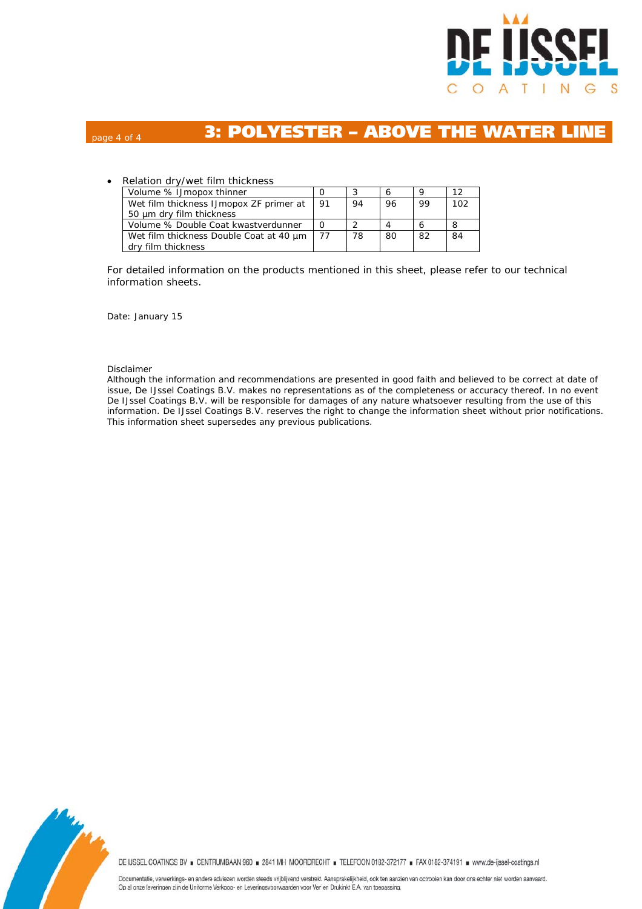# 3: POLYESTER – ABOVE THE WATER LINE

- Relation dry/wet film thickness

| | | | | | |
|---|---|---|---|---|---|
| Volume % IJmopox thinner | 0 | 3 | 6 | 9 | 12 |
| Wet film thickness IJmopox ZF primer at 50 µm dry film thickness | 91 | 94 | 96 | 99 | 102 |
| Volume % Double Coat kwastverdunner | 0 | 2 | 4 | 6 | 8 |
| Wet film thickness Double Coat at 40 µm dry film thickness | 77 | 78 | 80 | 82 | 84 |

For detailed information on the products mentioned in this sheet, please refer to our technical information sheets.

Date: January 15

Disclaimer
Although the information and recommendations are presented in good faith and believed to be correct at date of issue, De IJssel Coatings B.V. makes no representations as of the completeness or accuracy thereof. In no event De IJssel Coatings B.V. will be responsible for damages of any nature whatsoever resulting from the use of this information. De IJssel Coatings B.V. reserves the right to change the information sheet without prior notifications. This information sheet supersedes any previous publications.

DE IJSSEL COATINGS BV ■ CENTRUMBAAN 960 ■ 2841 MH MOORDRECHT ■ TELEFOON 0182-372177 ■ FAX 0182-374191 ■ www.de-ijssel-coatings.nl

Documentatie, verwerkings- en andere adviezen worden steeds vrijblijvend verstrekt. Aansprakelijkheid, ook ten aanzien van octrooien kan door ons echter niet worden aanvaard. Op al onze leveringen zijn de Uniforme Verkoop- en Leveringsvoorwaarden voor Verf en Drukinkt E.A. van toepassing.